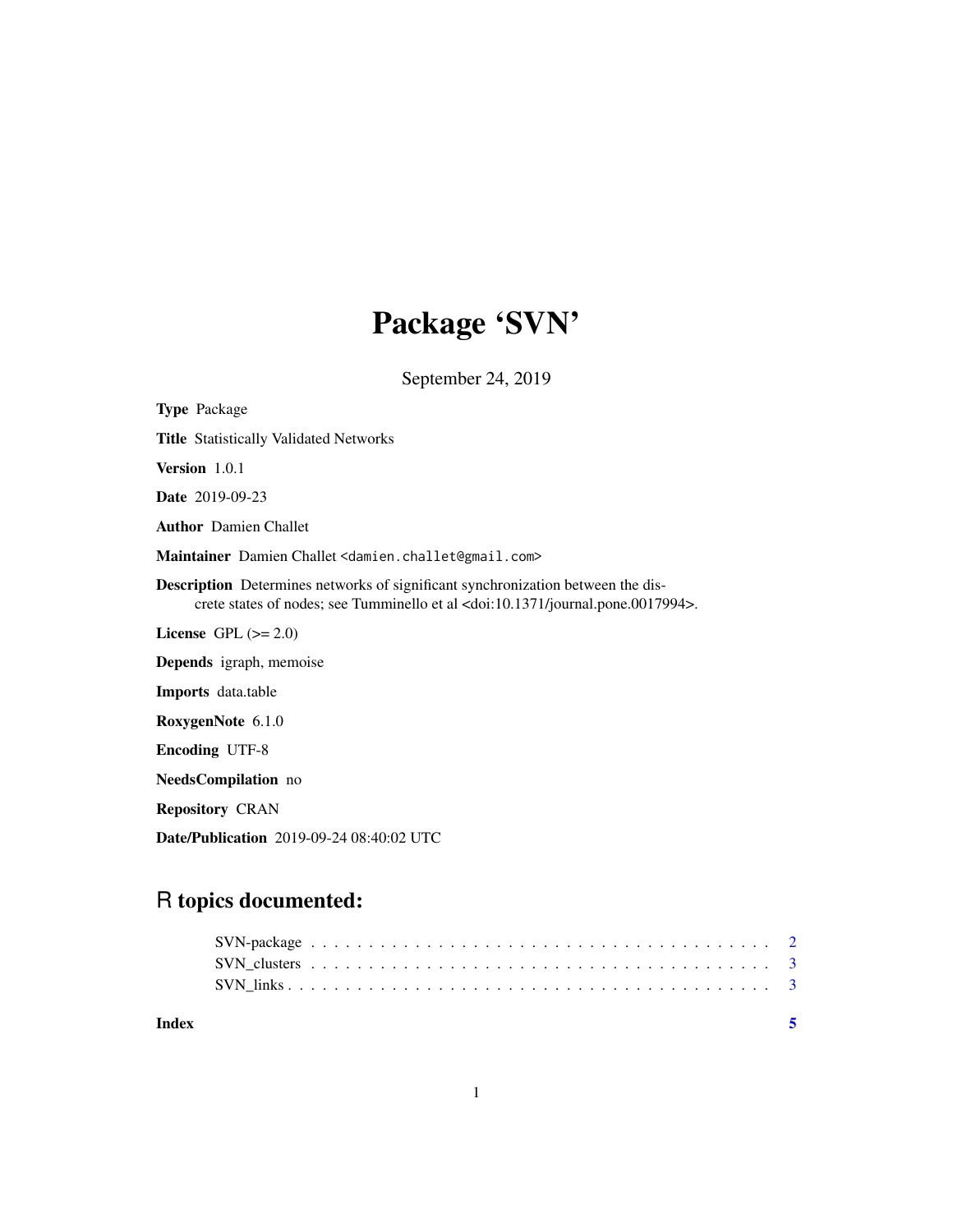# Package 'SVN'

September 24, 2019

**Type** Package

**Title** Statistically Validated Networks

**Version** 1.0.1

**Date** 2019-09-23

**Author** Damien Challet

**Maintainer** Damien Challet <damien.challet@gmail.com>

**Description** Determines networks of significant synchronization between the discrete states of nodes; see Tumminello et al <doi:10.1371/journal.pone.0017994>.

**License** GPL (>= 2.0)

**Depends** igraph, memoise

**Imports** data.table

**RoxygenNote** 6.1.0

**Encoding** UTF-8

**NeedsCompilation** no

**Repository** CRAN

**Date/Publication** 2019-09-24 08:40:02 UTC

## R topics documented:

- SVN-package . . . . . . . . . . . . . . . . . . . . . . . . . . . . . . . . . . . . . . 2
- SVN_clusters . . . . . . . . . . . . . . . . . . . . . . . . . . . . . . . . . . . . . . 3
- SVN_links . . . . . . . . . . . . . . . . . . . . . . . . . . . . . . . . . . . . . . . 3

**Index** 5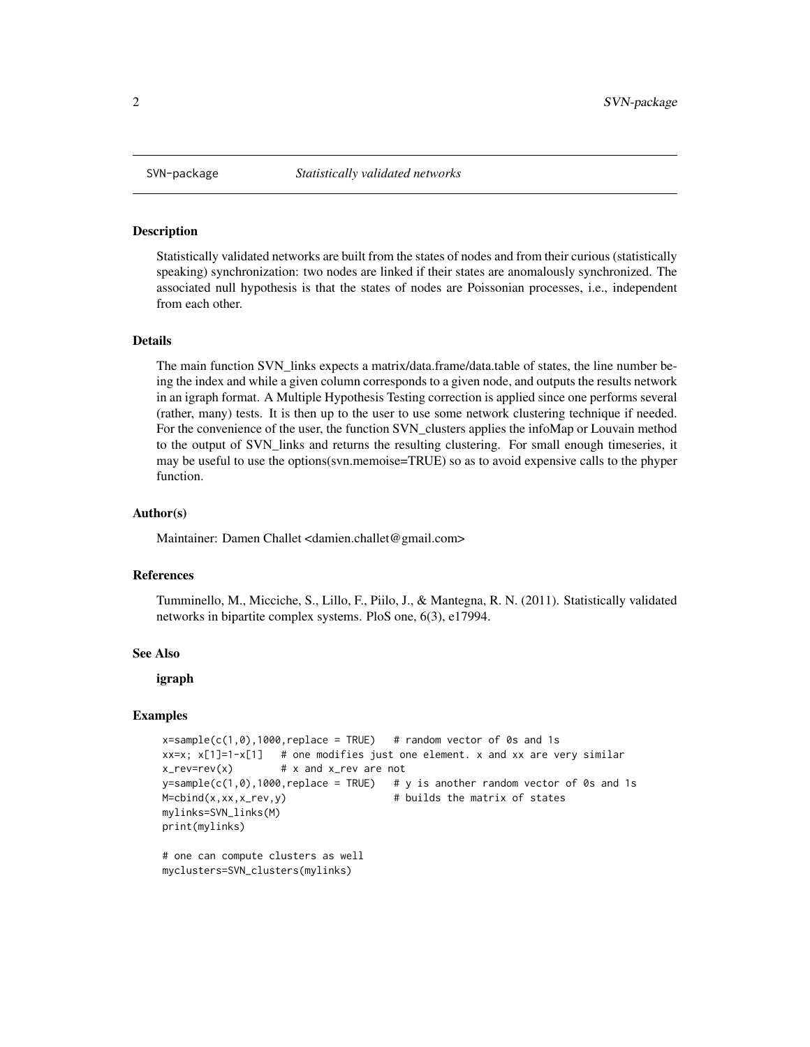SVN-package *Statistically validated networks*

### Description

Statistically validated networks are built from the states of nodes and from their curious (statistically speaking) synchronization: two nodes are linked if their states are anomalously synchronized. The associated null hypothesis is that the states of nodes are Poissonian processes, i.e., independent from each other.

### Details

The main function SVN_links expects a matrix/data.frame/data.table of states, the line number being the index and while a given column corresponds to a given node, and outputs the results network in an igraph format. A Multiple Hypothesis Testing correction is applied since one performs several (rather, many) tests. It is then up to the user to use some network clustering technique if needed. For the convenience of the user, the function SVN_clusters applies the infoMap or Louvain method to the output of SVN_links and returns the resulting clustering. For small enough timeseries, it may be useful to use the options(svn.memoise=TRUE) so as to avoid expensive calls to the phyper function.

### Author(s)

Maintainer: Damen Challet <damien.challet@gmail.com>

### References

Tumminello, M., Micciche, S., Lillo, F., Piilo, J., & Mantegna, R. N. (2011). Statistically validated networks in bipartite complex systems. PloS one, 6(3), e17994.

### See Also

**igraph**

### Examples

```
x=sample(c(1,0),1000,replace = TRUE)   # random vector of 0s and 1s
xx=x; x[1]=1-x[1]   # one modifies just one element. x and xx are very similar
x_rev=rev(x)        # x and x_rev are not
y=sample(c(1,0),1000,replace = TRUE)   # y is another random vector of 0s and 1s
M=cbind(x,xx,x_rev,y)                  # builds the matrix of states
mylinks=SVN_links(M)
print(mylinks)

# one can compute clusters as well
myclusters=SVN_clusters(mylinks)
```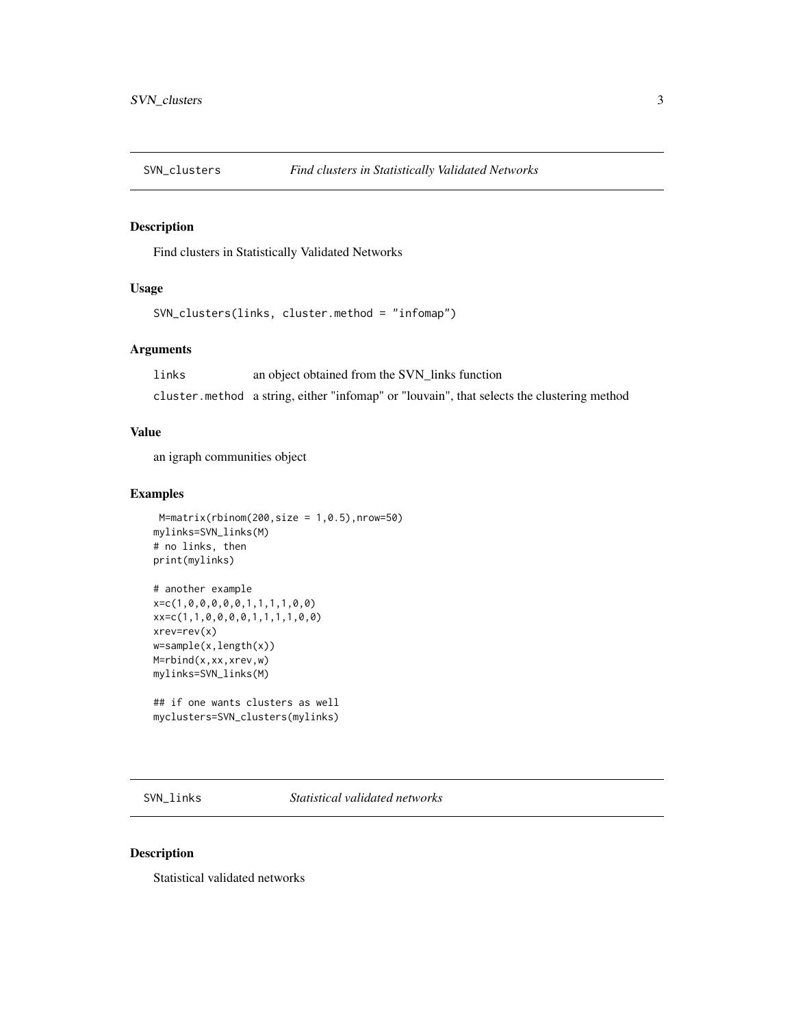## SVN_clusters *Find clusters in Statistically Validated Networks*

### Description

Find clusters in Statistically Validated Networks

### Usage

```
SVN_clusters(links, cluster.method = "infomap")
```

### Arguments

| | |
|---|---|
| links | an object obtained from the SVN_links function |
| cluster.method | a string, either "infomap" or "louvain", that selects the clustering method |

### Value

an igraph communities object

### Examples

```
 M=matrix(rbinom(200,size = 1,0.5),nrow=50)
mylinks=SVN_links(M)
# no links, then
print(mylinks)

# another example
x=c(1,0,0,0,0,0,1,1,1,1,0,0)
xx=c(1,1,0,0,0,0,1,1,1,1,0,0)
xrev=rev(x)
w=sample(x,length(x))
M=rbind(x,xx,xrev,w)
mylinks=SVN_links(M)

## if one wants clusters as well
myclusters=SVN_clusters(mylinks)
```

## SVN_links *Statistical validated networks*

### Description

Statistical validated networks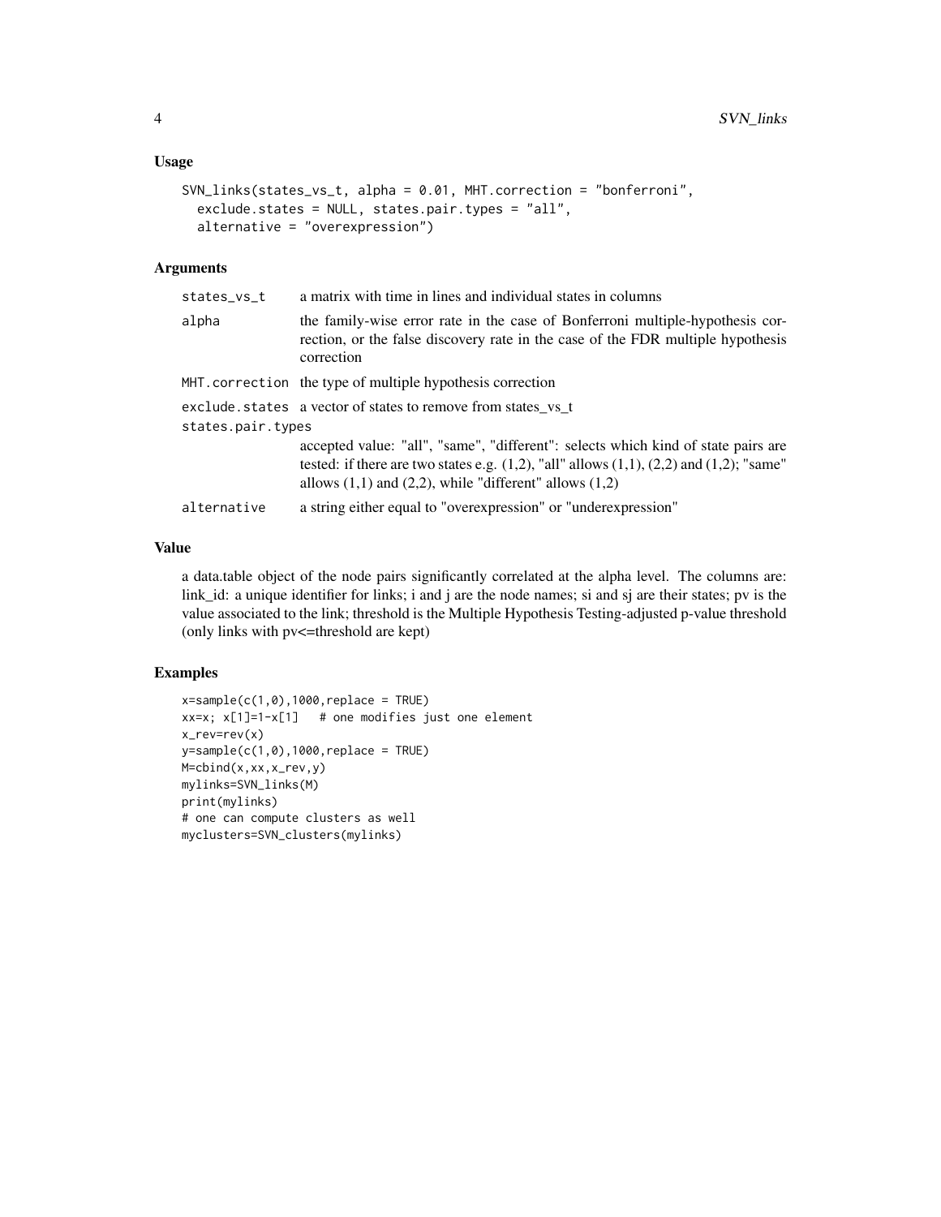### Usage

```
SVN_links(states_vs_t, alpha = 0.01, MHT.correction = "bonferroni",
  exclude.states = NULL, states.pair.types = "all",
  alternative = "overexpression")
```

### Arguments

| | |
|---|---|
| states_vs_t | a matrix with time in lines and individual states in columns |
| alpha | the family-wise error rate in the case of Bonferroni multiple-hypothesis correction, or the false discovery rate in the case of the FDR multiple hypothesis correction |
| MHT.correction | the type of multiple hypothesis correction |
| exclude.states | a vector of states to remove from states_vs_t |
| states.pair.types | accepted value: "all", "same", "different": selects which kind of state pairs are tested: if there are two states e.g. (1,2), "all" allows (1,1), (2,2) and (1,2); "same" allows (1,1) and (2,2), while "different" allows (1,2) |
| alternative | a string either equal to "overexpression" or "underexpression" |

### Value

a data.table object of the node pairs significantly correlated at the alpha level. The columns are: link_id: a unique identifier for links; i and j are the node names; si and sj are their states; pv is the value associated to the link; threshold is the Multiple Hypothesis Testing-adjusted p-value threshold (only links with pv<=threshold are kept)

### Examples

```
x=sample(c(1,0),1000,replace = TRUE)
xx=x; x[1]=1-x[1]   # one modifies just one element
x_rev=rev(x)
y=sample(c(1,0),1000,replace = TRUE)
M=cbind(x,xx,x_rev,y)
mylinks=SVN_links(M)
print(mylinks)
# one can compute clusters as well
myclusters=SVN_clusters(mylinks)
```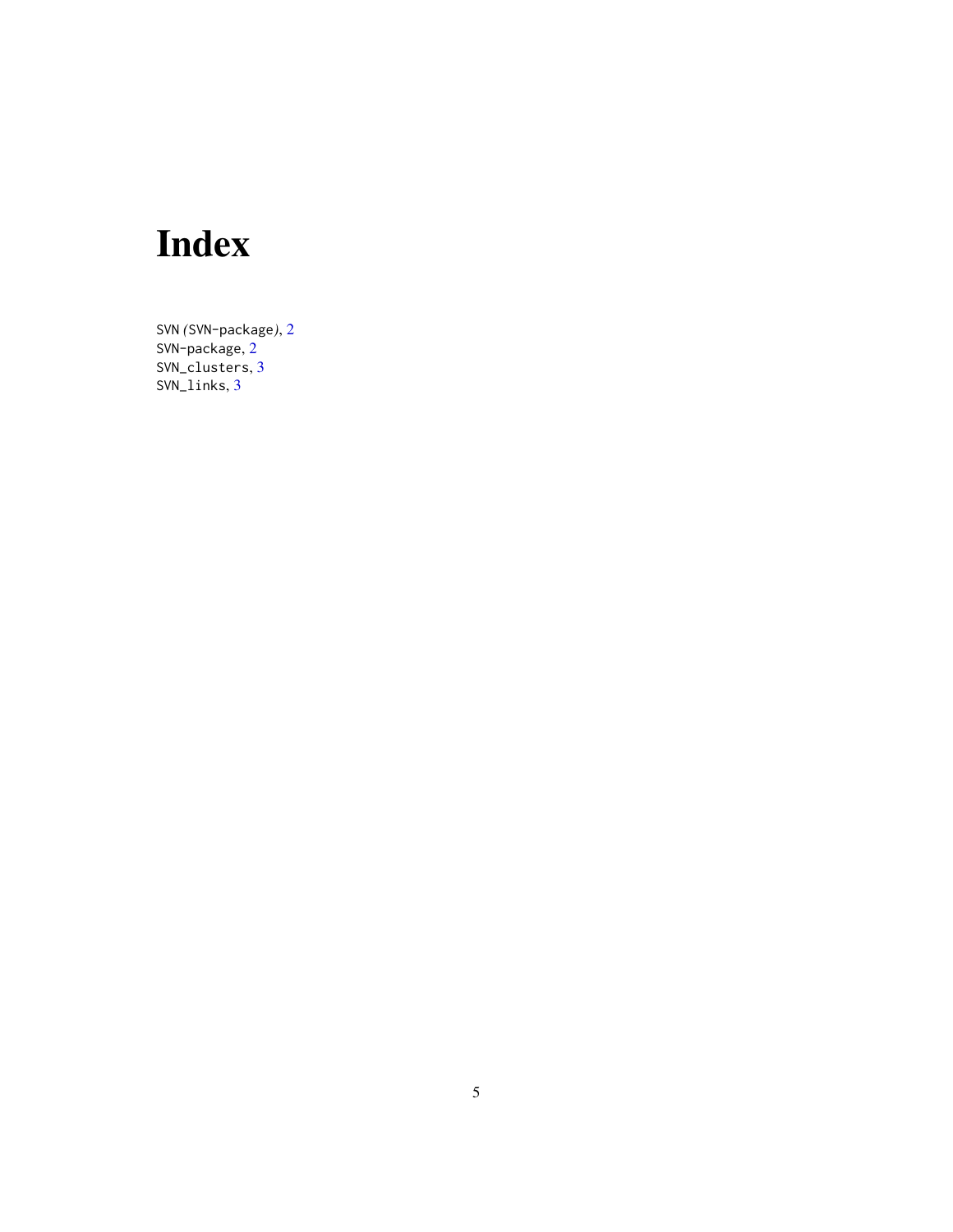# Index

SVN (SVN-package), 2
SVN-package, 2
SVN_clusters, 3
SVN_links, 3